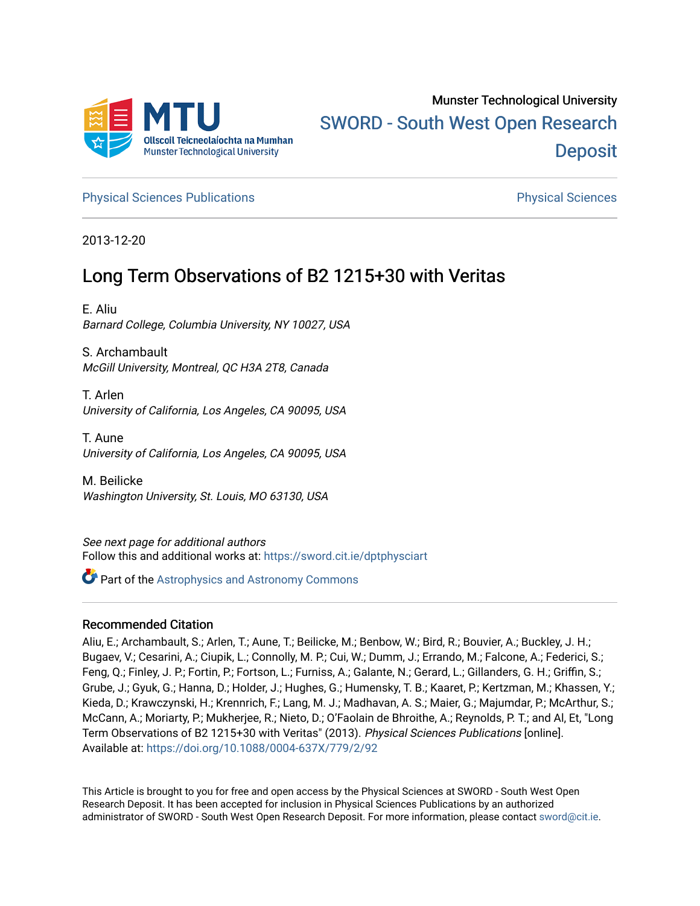Munster Technological University

# SWORD - South West Open Research Deposit

Physical Sciences Publications | Physical Sciences

2013-12-20

## Long Term Observations of B2 1215+30 with Veritas

E. Aliu
*Barnard College, Columbia University, NY 10027, USA*

S. Archambault
*McGill University, Montreal, QC H3A 2T8, Canada*

T. Arlen
*University of California, Los Angeles, CA 90095, USA*

T. Aune
*University of California, Los Angeles, CA 90095, USA*

M. Beilicke
*Washington University, St. Louis, MO 63130, USA*

*See next page for additional authors*

Follow this and additional works at: https://sword.cit.ie/dptphysciart

Part of the Astrophysics and Astronomy Commons

### Recommended Citation

Aliu, E.; Archambault, S.; Arlen, T.; Aune, T.; Beilicke, M.; Benbow, W.; Bird, R.; Bouvier, A.; Buckley, J. H.; Bugaev, V.; Cesarini, A.; Ciupik, L.; Connolly, M. P.; Cui, W.; Dumm, J.; Errando, M.; Falcone, A.; Federici, S.; Feng, Q.; Finley, J. P.; Fortin, P.; Fortson, L.; Furniss, A.; Galante, N.; Gerard, L.; Gillanders, G. H.; Griffin, S.; Grube, J.; Gyuk, G.; Hanna, D.; Holder, J.; Hughes, G.; Humensky, T. B.; Kaaret, P.; Kertzman, M.; Khassen, Y.; Kieda, D.; Krawczynski, H.; Krennrich, F.; Lang, M. J.; Madhavan, A. S.; Maier, G.; Majumdar, P.; McArthur, S.; McCann, A.; Moriarty, P.; Mukherjee, R.; Nieto, D.; O'Faolain de Bhroithe, A.; Reynolds, P. T.; and Al, Et, "Long Term Observations of B2 1215+30 with Veritas" (2013). *Physical Sciences Publications* [online]. Available at: https://doi.org/10.1088/0004-637X/779/2/92

This Article is brought to you for free and open access by the Physical Sciences at SWORD - South West Open Research Deposit. It has been accepted for inclusion in Physical Sciences Publications by an authorized administrator of SWORD - South West Open Research Deposit. For more information, please contact sword@cit.ie.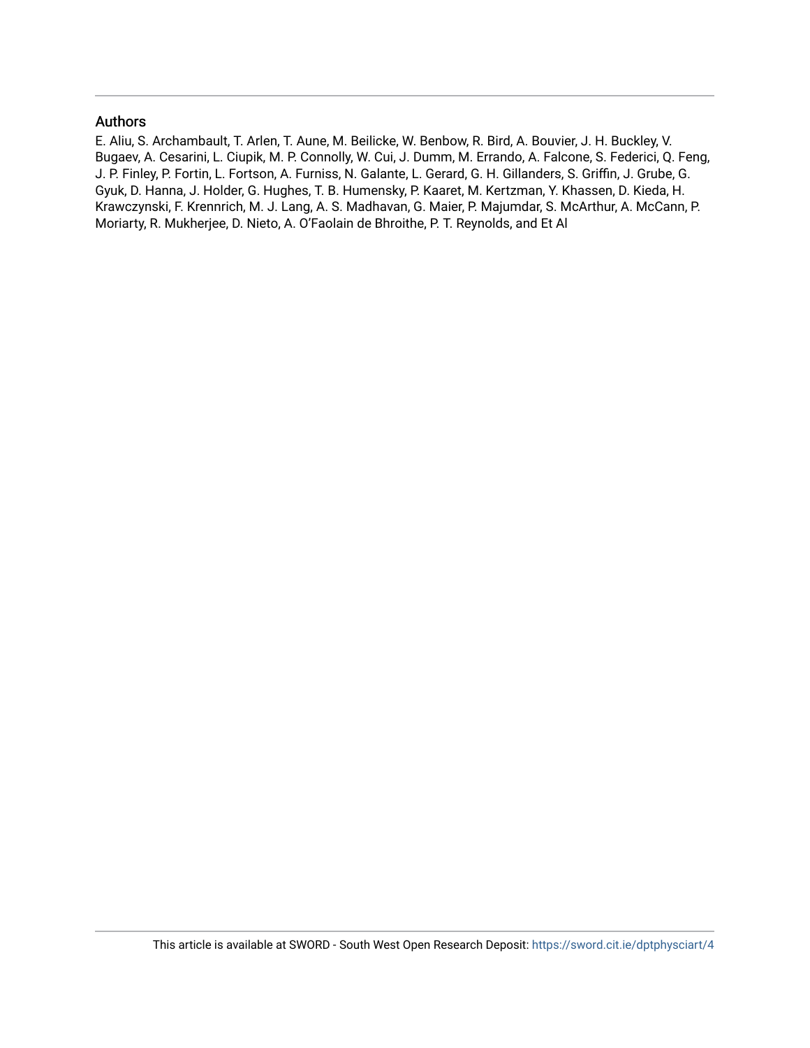## Authors

E. Aliu, S. Archambault, T. Arlen, T. Aune, M. Beilicke, W. Benbow, R. Bird, A. Bouvier, J. H. Buckley, V. Bugaev, A. Cesarini, L. Ciupik, M. P. Connolly, W. Cui, J. Dumm, M. Errando, A. Falcone, S. Federici, Q. Feng, J. P. Finley, P. Fortin, L. Fortson, A. Furniss, N. Galante, L. Gerard, G. H. Gillanders, S. Griffin, J. Grube, G. Gyuk, D. Hanna, J. Holder, G. Hughes, T. B. Humensky, P. Kaaret, M. Kertzman, Y. Khassen, D. Kieda, H. Krawczynski, F. Krennrich, M. J. Lang, A. S. Madhavan, G. Maier, P. Majumdar, S. McArthur, A. McCann, P. Moriarty, R. Mukherjee, D. Nieto, A. O'Faolain de Bhroithe, P. T. Reynolds, and Et Al

This article is available at SWORD - South West Open Research Deposit: https://sword.cit.ie/dptphysciart/4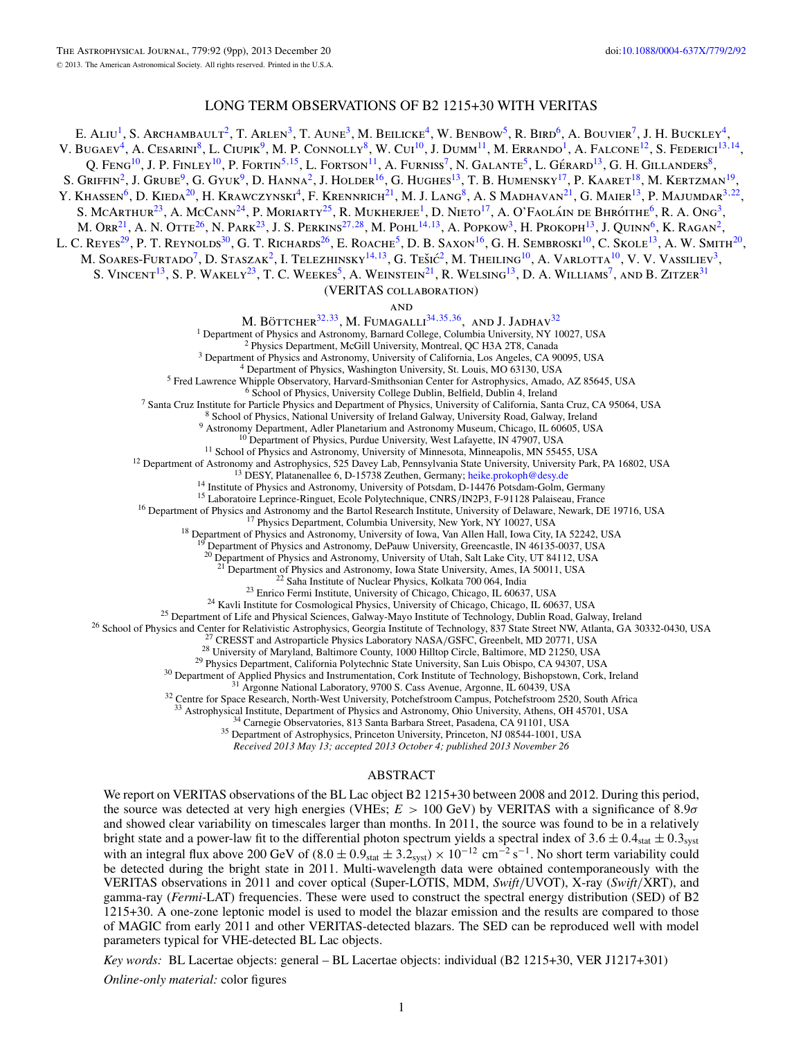# LONG TERM OBSERVATIONS OF B2 1215+30 WITH VERITAS

E. Aliu[1], S. Archambault[2], T. Arlen[3], T. Aune[3], M. Beilicke[4], W. Benbow[5], R. Bird[6], A. Bouvier[7], J. H. Buckley[4], V. Bugaev[4], A. Cesarini[8], L. Ciupik[9], M. P. Connolly[8], W. Cui[10], J. Dumm[11], M. Errando[1], A. Falcone[12], S. Federici[13,14], Q. Feng[10], J. P. Finley[10], P. Fortin[5,15], L. Fortson[11], A. Furniss[7], N. Galante[5], L. Gérard[13], G. H. Gillanders[8], S. Griffin[2], J. Grube[9], G. Gyuk[9], D. Hanna[2], J. Holder[16], G. Hughes[13], T. B. Humensky[17], P. Kaaret[18], M. Kertzman[19], Y. Khassen[6], D. Kieda[20], H. Krawczynski[4], F. Krennrich[21], M. J. Lang[8], A. S Madhavan[21], G. Maier[13], P. Majumdar[3,22], S. McArthur[23], A. McCann[24], P. Moriarty[25], R. Mukherjee[1], D. Nieto[17], A. O'Faoláin de Bhróithe[6], R. A. Ong[3], M. Orr[21], A. N. Otte[26], N. Park[23], J. S. Perkins[27,28], M. Pohl[14,13], A. Popkow[3], H. Prokoph[13], J. Quinn[6], K. Ragan[2], L. C. Reyes[29], P. T. Reynolds[30], G. T. Richards[26], E. Roache[5], D. B. Saxon[16], G. H. Sembroski[10], C. Skole[13], A. W. Smith[20], M. Soares-Furtado[7], D. Staszak[2], I. Telezhinsky[14,13], G. Tešić[2], M. Theiling[10], A. Varlotta[10], V. V. Vassiliev[3], S. Vincent[13], S. P. Wakely[23], T. C. Weekes[5], A. Weinstein[21], R. Welsing[13], D. A. Williams[7], and B. Zitzer[31]

(VERITAS collaboration)

and

M. Böttcher[32,33], M. Fumagalli[34,35,36], and J. Jadhav[32]

[1] Department of Physics and Astronomy, Barnard College, Columbia University, NY 10027, USA
[2] Physics Department, McGill University, Montreal, QC H3A 2T8, Canada
[3] Department of Physics and Astronomy, University of California, Los Angeles, CA 90095, USA
[4] Department of Physics, Washington University, St. Louis, MO 63130, USA
[5] Fred Lawrence Whipple Observatory, Harvard-Smithsonian Center for Astrophysics, Amado, AZ 85645, USA
[6] School of Physics, University College Dublin, Belfield, Dublin 4, Ireland
[7] Santa Cruz Institute for Particle Physics and Department of Physics, University of California, Santa Cruz, CA 95064, USA
[8] School of Physics, National University of Ireland Galway, University Road, Galway, Ireland
[9] Astronomy Department, Adler Planetarium and Astronomy Museum, Chicago, IL 60605, USA
[10] Department of Physics, Purdue University, West Lafayette, IN 47907, USA
[11] School of Physics and Astronomy, University of Minnesota, Minneapolis, MN 55455, USA
[12] Department of Astronomy and Astrophysics, 525 Davey Lab, Pennsylvania State University, University Park, PA 16802, USA
[13] DESY, Platanenallee 6, D-15738 Zeuthen, Germany; heike.prokoph@desy.de
[14] Institute of Physics and Astronomy, University of Potsdam, D-14476 Potsdam-Golm, Germany
[15] Laboratoire Leprince-Ringuet, Ecole Polytechnique, CNRS/IN2P3, F-91128 Palaiseau, France
[16] Department of Physics and Astronomy and the Bartol Research Institute, University of Delaware, Newark, DE 19716, USA
[17] Physics Department, Columbia University, New York, NY 10027, USA
[18] Department of Physics and Astronomy, University of Iowa, Van Allen Hall, Iowa City, IA 52242, USA
[19] Department of Physics and Astronomy, DePauw University, Greencastle, IN 46135-0037, USA
[20] Department of Physics and Astronomy, University of Utah, Salt Lake City, UT 84112, USA
[21] Department of Physics and Astronomy, Iowa State University, Ames, IA 50011, USA
[22] Saha Institute of Nuclear Physics, Kolkata 700 064, India
[23] Enrico Fermi Institute, University of Chicago, Chicago, IL 60637, USA
[24] Kavli Institute for Cosmological Physics, University of Chicago, Chicago, IL 60637, USA
[25] Department of Life and Physical Sciences, Galway-Mayo Institute of Technology, Dublin Road, Galway, Ireland
[26] School of Physics and Center for Relativistic Astrophysics, Georgia Institute of Technology, 837 State Street NW, Atlanta, GA 30332-0430, USA
[27] CRESST and Astroparticle Physics Laboratory NASA/GSFC, Greenbelt, MD 20771, USA
[28] University of Maryland, Baltimore County, 1000 Hilltop Circle, Baltimore, MD 21250, USA
[29] Physics Department, California Polytechnic State University, San Luis Obispo, CA 94307, USA
[30] Department of Applied Physics and Instrumentation, Cork Institute of Technology, Bishopstown, Cork, Ireland
[31] Argonne National Laboratory, 9700 S. Cass Avenue, Argonne, IL 60439, USA
[32] Centre for Space Research, North-West University, Potchefstroom Campus, Potchefstroom 2520, South Africa
[33] Astrophysical Institute, Department of Physics and Astronomy, Ohio University, Athens, OH 45701, USA
[34] Carnegie Observatories, 813 Santa Barbara Street, Pasadena, CA 91101, USA
[35] Department of Astrophysics, Princeton University, Princeton, NJ 08544-1001, USA

*Received 2013 May 13; accepted 2013 October 4; published 2013 November 26*

## ABSTRACT

We report on VERITAS observations of the BL Lac object B2 1215+30 between 2008 and 2012. During this period, the source was detected at very high energies (VHEs; $E > 100$ GeV) by VERITAS with a significance of $8.9\sigma$ and showed clear variability on timescales larger than months. In 2011, the source was found to be in a relatively bright state and a power-law fit to the differential photon spectrum yields a spectral index of $3.6 \pm 0.4_{\rm stat} \pm 0.3_{\rm syst}$ with an integral flux above 200 GeV of $(8.0 \pm 0.9_{\rm stat} \pm 3.2_{\rm syst}) \times 10^{-12}$ cm$^{-2}$ s$^{-1}$. No short term variability could be detected during the bright state in 2011. Multi-wavelength data were obtained contemporaneously with the VERITAS observations in 2011 and cover optical (Super-LOTIS, MDM, *Swift*/UVOT), X-ray (*Swift*/XRT), and gamma-ray (*Fermi*-LAT) frequencies. These were used to construct the spectral energy distribution (SED) of B2 1215+30. A one-zone leptonic model is used to model the blazar emission and the results are compared to those of MAGIC from early 2011 and other VERITAS-detected blazars. The SED can be reproduced well with model parameters typical for VHE-detected BL Lac objects.

*Key words:* BL Lacertae objects: general – BL Lacertae objects: individual (B2 1215+30, VER J1217+301)

*Online-only material:* color figures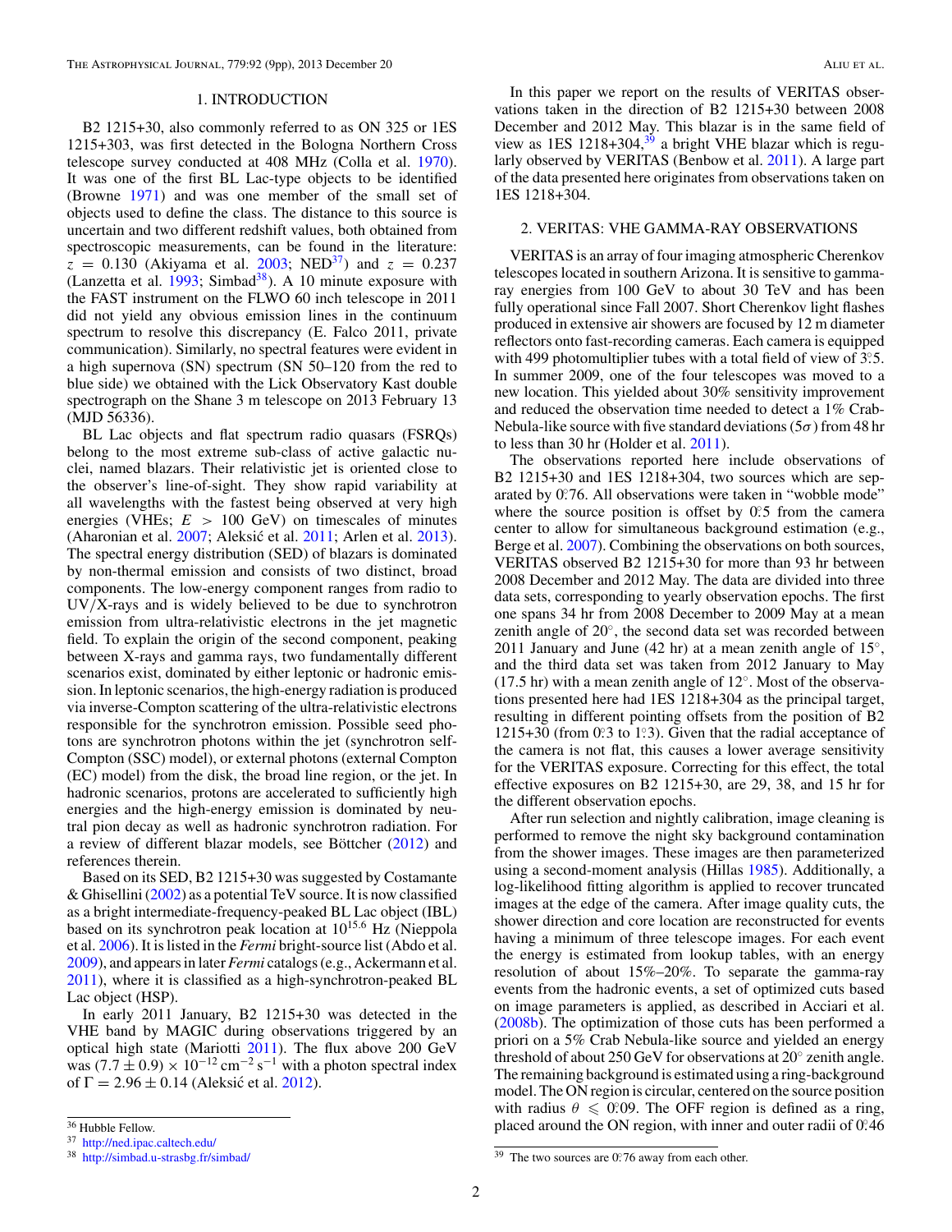## 1. INTRODUCTION

B2 1215+30, also commonly referred to as ON 325 or 1ES 1215+303, was first detected in the Bologna Northern Cross telescope survey conducted at 408 MHz (Colla et al. 1970). It was one of the first BL Lac-type objects to be identified (Browne 1971) and was one member of the small set of objects used to define the class. The distance to this source is uncertain and two different redshift values, both obtained from spectroscopic measurements, can be found in the literature: $z = 0.130$ (Akiyama et al. 2003; NED[37]) and $z = 0.237$ (Lanzetta et al. 1993; Simbad[38]). A 10 minute exposure with the FAST instrument on the FLWO 60 inch telescope in 2011 did not yield any obvious emission lines in the continuum spectrum to resolve this discrepancy (E. Falco 2011, private communication). Similarly, no spectral features were evident in a high supernova (SN) spectrum (SN 50–120 from the red to blue side) we obtained with the Lick Observatory Kast double spectrograph on the Shane 3 m telescope on 2013 February 13 (MJD 56336).

BL Lac objects and flat spectrum radio quasars (FSRQs) belong to the most extreme sub-class of active galactic nuclei, named blazars. Their relativistic jet is oriented close to the observer's line-of-sight. They show rapid variability at all wavelengths with the fastest being observed at very high energies (VHEs; $E > 100$ GeV) on timescales of minutes (Aharonian et al. 2007; Aleksić et al. 2011; Arlen et al. 2013). The spectral energy distribution (SED) of blazars is dominated by non-thermal emission and consists of two distinct, broad components. The low-energy component ranges from radio to UV/X-rays and is widely believed to be due to synchrotron emission from ultra-relativistic electrons in the jet magnetic field. To explain the origin of the second component, peaking between X-rays and gamma rays, two fundamentally different scenarios exist, dominated by either leptonic or hadronic emission. In leptonic scenarios, the high-energy radiation is produced via inverse-Compton scattering of the ultra-relativistic electrons responsible for the synchrotron emission. Possible seed photons are synchrotron photons within the jet (synchrotron self-Compton (SSC) model), or external photons (external Compton (EC) model) from the disk, the broad line region, or the jet. In hadronic scenarios, protons are accelerated to sufficiently high energies and the high-energy emission is dominated by neutral pion decay as well as hadronic synchrotron radiation. For a review of different blazar models, see Böttcher (2012) and references therein.

Based on its SED, B2 1215+30 was suggested by Costamante & Ghisellini (2002) as a potential TeV source. It is now classified as a bright intermediate-frequency-peaked BL Lac object (IBL) based on its synchrotron peak location at $10^{15.6}$ Hz (Nieppola et al. 2006). It is listed in the *Fermi* bright-source list (Abdo et al. 2009), and appears in later *Fermi* catalogs (e.g., Ackermann et al. 2011), where it is classified as a high-synchrotron-peaked BL Lac object (HSP).

In early 2011 January, B2 1215+30 was detected in the VHE band by MAGIC during observations triggered by an optical high state (Mariotti 2011). The flux above 200 GeV was $(7.7 \pm 0.9) \times 10^{-12}$ cm$^{-2}$ s$^{-1}$ with a photon spectral index of $\Gamma = 2.96 \pm 0.14$ (Aleksić et al. 2012).

In this paper we report on the results of VERITAS observations taken in the direction of B2 1215+30 between 2008 December and 2012 May. This blazar is in the same field of view as 1ES 1218+304,[39] a bright VHE blazar which is regularly observed by VERITAS (Benbow et al. 2011). A large part of the data presented here originates from observations taken on 1ES 1218+304.

## 2. VERITAS: VHE GAMMA-RAY OBSERVATIONS

VERITAS is an array of four imaging atmospheric Cherenkov telescopes located in southern Arizona. It is sensitive to gamma-ray energies from 100 GeV to about 30 TeV and has been fully operational since Fall 2007. Short Cherenkov light flashes produced in extensive air showers are focused by 12 m diameter reflectors onto fast-recording cameras. Each camera is equipped with 499 photomultiplier tubes with a total field of view of 3°.5. In summer 2009, one of the four telescopes was moved to a new location. This yielded about 30% sensitivity improvement and reduced the observation time needed to detect a 1% Crab-Nebula-like source with five standard deviations ($5\sigma$) from 48 hr to less than 30 hr (Holder et al. 2011).

The observations reported here include observations of B2 1215+30 and 1ES 1218+304, two sources which are separated by 0°.76. All observations were taken in "wobble mode" where the source position is offset by 0°.5 from the camera center to allow for simultaneous background estimation (e.g., Berge et al. 2007). Combining the observations on both sources, VERITAS observed B2 1215+30 for more than 93 hr between 2008 December and 2012 May. The data are divided into three data sets, corresponding to yearly observation epochs. The first one spans 34 hr from 2008 December to 2009 May at a mean zenith angle of 20°, the second data set was recorded between 2011 January and June (42 hr) at a mean zenith angle of 15°, and the third data set was taken from 2012 January to May (17.5 hr) with a mean zenith angle of 12°. Most of the observations presented here had 1ES 1218+304 as the principal target, resulting in different pointing offsets from the position of B2 1215+30 (from 0°.3 to 1°.3). Given that the radial acceptance of the camera is not flat, this causes a lower average sensitivity for the VERITAS exposure. Correcting for this effect, the total effective exposures on B2 1215+30, are 29, 38, and 15 hr for the different observation epochs.

After run selection and nightly calibration, image cleaning is performed to remove the night sky background contamination from the shower images. These images are then parameterized using a second-moment analysis (Hillas 1985). Additionally, a log-likelihood fitting algorithm is applied to recover truncated images at the edge of the camera. After image quality cuts, the shower direction and core location are reconstructed for events having a minimum of three telescope images. For each event the energy is estimated from lookup tables, with an energy resolution of about 15%–20%. To separate the gamma-ray events from the hadronic events, a set of optimized cuts based on image parameters is applied, as described in Acciari et al. (2008b). The optimization of those cuts has been performed a priori on a 5% Crab Nebula-like source and yielded an energy threshold of about 250 GeV for observations at 20° zenith angle. The remaining background is estimated using a ring-background model. The ON region is circular, centered on the source position with radius $\theta \leqslant 0°.09$. The OFF region is defined as a ring, placed around the ON region, with inner and outer radii of 0°.46

[36] Hubble Fellow.

[37] http://ned.ipac.caltech.edu/

[38] http://simbad.u-strasbg.fr/simbad/

[39] The two sources are 0°.76 away from each other.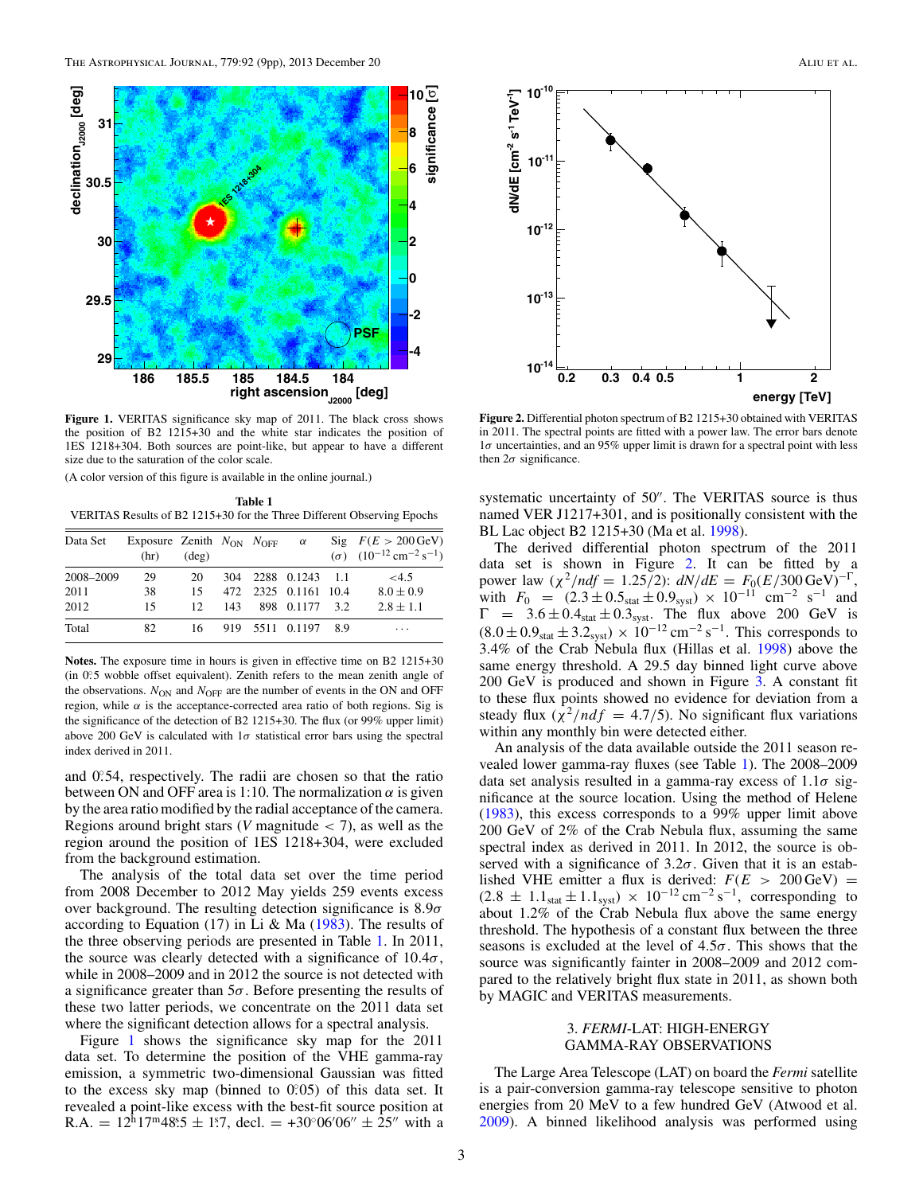**Figure 1.** VERITAS significance sky map of 2011. The black cross shows the position of B2 1215+30 and the white star indicates the position of 1ES 1218+304. Both sources are point-like, but appear to have a different size due to the saturation of the color scale.

(A color version of this figure is available in the online journal.)

**Table 1**
VERITAS Results of B2 1215+30 for the Three Different Observing Epochs

| Data Set | Exposure (hr) | Zenith (deg) | $N_{ON}$ | $N_{OFF}$ | $\alpha$ | Sig ($\sigma$) | $F(E > 200\,\mathrm{GeV})$ ($10^{-12}\,\mathrm{cm}^{-2}\,\mathrm{s}^{-1}$) |
|---|---|---|---|---|---|---|---|
| 2008–2009 | 29 | 20 | 304 | 2288 | 0.1243 | 1.1 | <4.5 |
| 2011 | 38 | 15 | 472 | 2325 | 0.1161 | 10.4 | $8.0 \pm 0.9$ |
| 2012 | 15 | 12 | 143 | 898 | 0.1177 | 3.2 | $2.8 \pm 1.1$ |
| Total | 82 | 16 | 919 | 5511 | 0.1197 | 8.9 | ··· |

**Notes.** The exposure time in hours is given in effective time on B2 1215+30 (in 0°.5 wobble offset equivalent). Zenith refers to the mean zenith angle of the observations. $N_{ON}$ and $N_{OFF}$ are the number of events in the ON and OFF region, while $\alpha$ is the acceptance-corrected area ratio of both regions. Sig is the significance of the detection of B2 1215+30. The flux (or 99% upper limit) above 200 GeV is calculated with $1\sigma$ statistical error bars using the spectral index derived in 2011.

and 0°.54, respectively. The radii are chosen so that the ratio between ON and OFF area is 1:10. The normalization $\alpha$ is given by the area ratio modified by the radial acceptance of the camera. Regions around bright stars ($V$ magnitude < 7), as well as the region around the position of 1ES 1218+304, were excluded from the background estimation.

The analysis of the total data set over the time period from 2008 December to 2012 May yields 259 events excess over background. The resulting detection significance is $8.9\sigma$ according to Equation (17) in Li & Ma (1983). The results of the three observing periods are presented in Table 1. In 2011, the source was clearly detected with a significance of $10.4\sigma$, while in 2008–2009 and in 2012 the source is not detected with a significance greater than $5\sigma$. Before presenting the results of these two latter periods, we concentrate on the 2011 data set where the significant detection allows for a spectral analysis.

Figure 1 shows the significance sky map for the 2011 data set. To determine the position of the VHE gamma-ray emission, a symmetric two-dimensional Gaussian was fitted to the excess sky map (binned to 0°.05) of this data set. It revealed a point-like excess with the best-fit source position at R.A. = $12^{h}17^{m}48^{s}.5 \pm 1^{s}.7$, decl. = $+30°06'06'' \pm 25''$ with a systematic uncertainty of 50″. The VERITAS source is thus named VER J1217+301, and is positionally consistent with the BL Lac object B2 1215+30 (Ma et al. 1998).

**Figure 2.** Differential photon spectrum of B2 1215+30 obtained with VERITAS in 2011. The spectral points are fitted with a power law. The error bars denote $1\sigma$ uncertainties, and an 95% upper limit is drawn for a spectral point with less then $2\sigma$ significance.

The derived differential photon spectrum of the 2011 data set is shown in Figure 2. It can be fitted by a power law ($\chi^2/ndf = 1.25/2$): $dN/dE = F_0(E/300\,\mathrm{GeV})^{-\Gamma}$, with $F_0 = (2.3 \pm 0.5_{\mathrm{stat}} \pm 0.9_{\mathrm{syst}}) \times 10^{-11}$ cm$^{-2}$ s$^{-1}$ and $\Gamma = 3.6 \pm 0.4_{\mathrm{stat}} \pm 0.3_{\mathrm{syst}}$. The flux above 200 GeV is $(8.0 \pm 0.9_{\mathrm{stat}} \pm 3.2_{\mathrm{syst}}) \times 10^{-12}\,\mathrm{cm}^{-2}\,\mathrm{s}^{-1}$. This corresponds to 3.4% of the Crab Nebula flux (Hillas et al. 1998) above the same energy threshold. A 29.5 day binned light curve above 200 GeV is produced and shown in Figure 3. A constant fit to these flux points showed no evidence for deviation from a steady flux ($\chi^2/ndf = 4.7/5$). No significant flux variations within any monthly bin were detected either.

An analysis of the data available outside the 2011 season revealed lower gamma-ray fluxes (see Table 1). The 2008–2009 data set analysis resulted in a gamma-ray excess of $1.1\sigma$ significance at the source location. Using the method of Helene (1983), this excess corresponds to a 99% upper limit above 200 GeV of 2% of the Crab Nebula flux, assuming the same spectral index as derived in 2011. In 2012, the source is observed with a significance of $3.2\sigma$. Given that it is an established VHE emitter a flux is derived: $F(E > 200\,\mathrm{GeV}) = (2.8 \pm 1.1_{\mathrm{stat}} \pm 1.1_{\mathrm{syst}}) \times 10^{-12}\,\mathrm{cm}^{-2}\,\mathrm{s}^{-1}$, corresponding to about 1.2% of the Crab Nebula flux above the same energy threshold. The hypothesis of a constant flux between the three seasons is excluded at the level of $4.5\sigma$. This shows that the source was significantly fainter in 2008–2009 and 2012 compared to the relatively bright flux state in 2011, as shown both by MAGIC and VERITAS measurements.

## 3. *FERMI*-LAT: HIGH-ENERGY GAMMA-RAY OBSERVATIONS

The Large Area Telescope (LAT) on board the *Fermi* satellite is a pair-conversion gamma-ray telescope sensitive to photon energies from 20 MeV to a few hundred GeV (Atwood et al. 2009). A binned likelihood analysis was performed using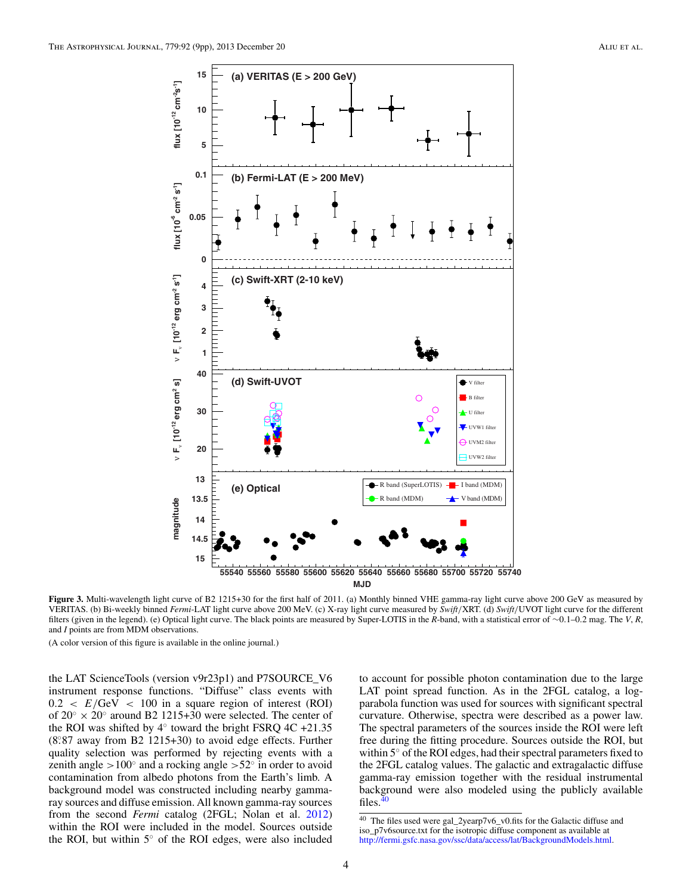**Figure 3.** Multi-wavelength light curve of B2 1215+30 for the first half of 2011. (a) Monthly binned VHE gamma-ray light curve above 200 GeV as measured by VERITAS. (b) Bi-weekly binned *Fermi*-LAT light curve above 200 MeV. (c) X-ray light curve measured by *Swift*/XRT. (d) *Swift*/UVOT light curve for the different filters (given in the legend). (e) Optical light curve. The black points are measured by Super-LOTIS in the *R*-band, with a statistical error of ∼0.1–0.2 mag. The *V*, *R*, and *I* points are from MDM observations.

(A color version of this figure is available in the online journal.)

the LAT ScienceTools (version v9r23p1) and P7SOURCE_V6 instrument response functions. "Diffuse" class events with $0.2 < E/\mathrm{GeV} < 100$ in a square region of interest (ROI) of $20^\circ \times 20^\circ$ around B2 1215+30 were selected. The center of the ROI was shifted by 4° toward the bright FSRQ 4C +21.35 (8.°87 away from B2 1215+30) to avoid edge effects. Further quality selection was performed by rejecting events with a zenith angle >100° and a rocking angle >52° in order to avoid contamination from albedo photons from the Earth's limb. A background model was constructed including nearby gamma-ray sources and diffuse emission. All known gamma-ray sources from the second *Fermi* catalog (2FGL; Nolan et al. 2012) within the ROI were included in the model. Sources outside the ROI, but within 5° of the ROI edges, were also included to account for possible photon contamination due to the large LAT point spread function. As in the 2FGL catalog, a log-parabola function was used for sources with significant spectral curvature. Otherwise, spectra were described as a power law. The spectral parameters of the sources inside the ROI were left free during the fitting procedure. Sources outside the ROI, but within 5° of the ROI edges, had their spectral parameters fixed to the 2FGL catalog values. The galactic and extragalactic diffuse gamma-ray emission together with the residual instrumental background were also modeled using the publicly available files.[40]

[40] The files used were gal_2yearp7v6_v0.fits for the Galactic diffuse and iso_p7v6source.txt for the isotropic diffuse component as available at http://fermi.gsfc.nasa.gov/ssc/data/access/lat/BackgroundModels.html.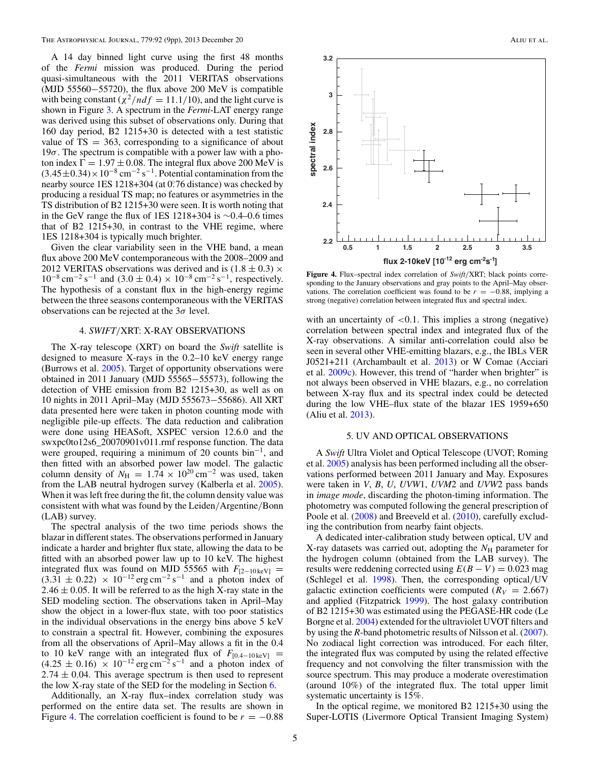A 14 day binned light curve using the first 48 months of the *Fermi* mission was produced. During the period quasi-simultaneous with the 2011 VERITAS observations (MJD 55560−55720), the flux above 200 MeV is compatible with being constant ($\chi^2/ndf = 11.1/10$), and the light curve is shown in Figure 3. A spectrum in the *Fermi*-LAT energy range was derived using this subset of observations only. During that 160 day period, B2 1215+30 is detected with a test statistic value of TS = 363, corresponding to a significance of about $19\sigma$. The spectrum is compatible with a power law with a photon index $\Gamma = 1.97 \pm 0.08$. The integral flux above 200 MeV is $(3.45 \pm 0.34) \times 10^{-8}\,\mathrm{cm}^{-2}\,\mathrm{s}^{-1}$. Potential contamination from the nearby source 1ES 1218+304 (at $0\overset{\circ}{.}76$ distance) was checked by producing a residual TS map; no features or asymmetries in the TS distribution of B2 1215+30 were seen. It is worth noting that in the GeV range the flux of 1ES 1218+304 is ∼0.4–0.6 times that of B2 1215+30, in contrast to the VHE regime, where 1ES 1218+304 is typically much brighter.

Given the clear variability seen in the VHE band, a mean flux above 200 MeV contemporaneous with the 2008–2009 and 2012 VERITAS observations was derived and is $(1.8 \pm 0.3) \times 10^{-8}\,\mathrm{cm}^{-2}\,\mathrm{s}^{-1}$ and $(3.0 \pm 0.4) \times 10^{-8}\,\mathrm{cm}^{-2}\,\mathrm{s}^{-1}$, respectively. The hypothesis of a constant flux in the high-energy regime between the three seasons contemporaneous with the VERITAS observations can be rejected at the $3\sigma$ level.

## 4. *SWIFT*/XRT: X-RAY OBSERVATIONS

The X-ray telescope (XRT) on board the *Swift* satellite is designed to measure X-rays in the 0.2–10 keV energy range (Burrows et al. 2005). Target of opportunity observations were obtained in 2011 January (MJD 55565−55573), following the detection of VHE emission from B2 1215+30, as well as on 10 nights in 2011 April–May (MJD 555673−55686). All XRT data presented here were taken in photon counting mode with negligible pile-up effects. The data reduction and calibration were done using HEASoft, XSPEC version 12.6.0 and the swxpc0to12s6_20070901v011.rmf response function. The data were grouped, requiring a minimum of 20 counts $\mathrm{bin}^{-1}$, and then fitted with an absorbed power law model. The galactic column density of $N_{\mathrm{H}} = 1.74 \times 10^{20}\,\mathrm{cm}^{-2}$ was used, taken from the LAB neutral hydrogen survey (Kalberla et al. 2005). When it was left free during the fit, the column density value was consistent with what was found by the Leiden/Argentine/Bonn (LAB) survey.

The spectral analysis of the two time periods shows the blazar in different states. The observations performed in January indicate a harder and brighter flux state, allowing the data to be fitted with an absorbed power law up to 10 keV. The highest integrated flux was found on MJD 55565 with $F_{[2-10\,\mathrm{keV}]} = (3.31 \pm 0.22) \times 10^{-12}\,\mathrm{erg\,cm}^{-2}\,\mathrm{s}^{-1}$ and a photon index of $2.46 \pm 0.05$. It will be referred to as the high X-ray state in the SED modeling section. The observations taken in April–May show the object in a lower-flux state, with too poor statistics in the individual observations in the energy bins above 5 keV to constrain a spectral fit. However, combining the exposures from all the observations of April–May allows a fit in the 0.4 to 10 keV range with an integrated flux of $F_{[0.4-10\,\mathrm{keV}]} = (4.25 \pm 0.16) \times 10^{-12}\,\mathrm{erg\,cm}^{-2}\,\mathrm{s}^{-1}$ and a photon index of $2.74 \pm 0.04$. This average spectrum is then used to represent the low X-ray state of the SED for the modeling in Section 6.

Additionally, an X-ray flux–index correlation study was performed on the entire data set. The results are shown in Figure 4. The correlation coefficient is found to be $r = -0.88$ with an uncertainty of <0.1. This implies a strong (negative) correlation between spectral index and integrated flux of the X-ray observations. A similar anti-correlation could also be seen in several other VHE-emitting blazars, e.g., the IBLs VER J0521+211 (Archambault et al. 2013) or W Comae (Acciari et al. 2009c). However, this trend of "harder when brighter" is not always been observed in VHE blazars, e.g., no correlation between X-ray flux and its spectral index could be detected during the low VHE–flux state of the blazar 1ES 1959+650 (Aliu et al. 2013).

**Figure 4.** Flux–spectral index correlation of *Swift*/XRT; black points corresponding to the January observations and gray points to the April–May observations. The correlation coefficient was found to be $r = -0.88$, implying a strong (negative) correlation between integrated flux and spectral index.

## 5. UV AND OPTICAL OBSERVATIONS

A *Swift* Ultra Violet and Optical Telescope (UVOT; Roming et al. 2005) analysis has been performed including all the observations performed between 2011 January and May. Exposures were taken in *V*, *B*, *U*, *UVW*1, *UVM*2 and *UVW*2 pass bands in *image mode*, discarding the photon-timing information. The photometry was computed following the general prescription of Poole et al. (2008) and Breeveld et al. (2010), carefully excluding the contribution from nearby faint objects.

A dedicated inter-calibration study between optical, UV and X-ray datasets was carried out, adopting the $N_{\mathrm{H}}$ parameter for the hydrogen column (obtained from the LAB survey). The results were reddening corrected using $E(B-V) = 0.023$ mag (Schlegel et al. 1998). Then, the corresponding optical/UV galactic extinction coefficients were computed ($R_V = 2.667$) and applied (Fitzpatrick 1999). The host galaxy contribution of B2 1215+30 was estimated using the PEGASE-HR code (Le Borgne et al. 2004) extended for the ultraviolet UVOT filters and by using the *R*-band photometric results of Nilsson et al. (2007). No zodiacal light correction was introduced. For each filter, the integrated flux was computed by using the related effective frequency and not convolving the filter transmission with the source spectrum. This may produce a moderate overestimation (around 10%) of the integrated flux. The total upper limit systematic uncertainty is 15%.

In the optical regime, we monitored B2 1215+30 using the Super-LOTIS (Livermore Optical Transient Imaging System)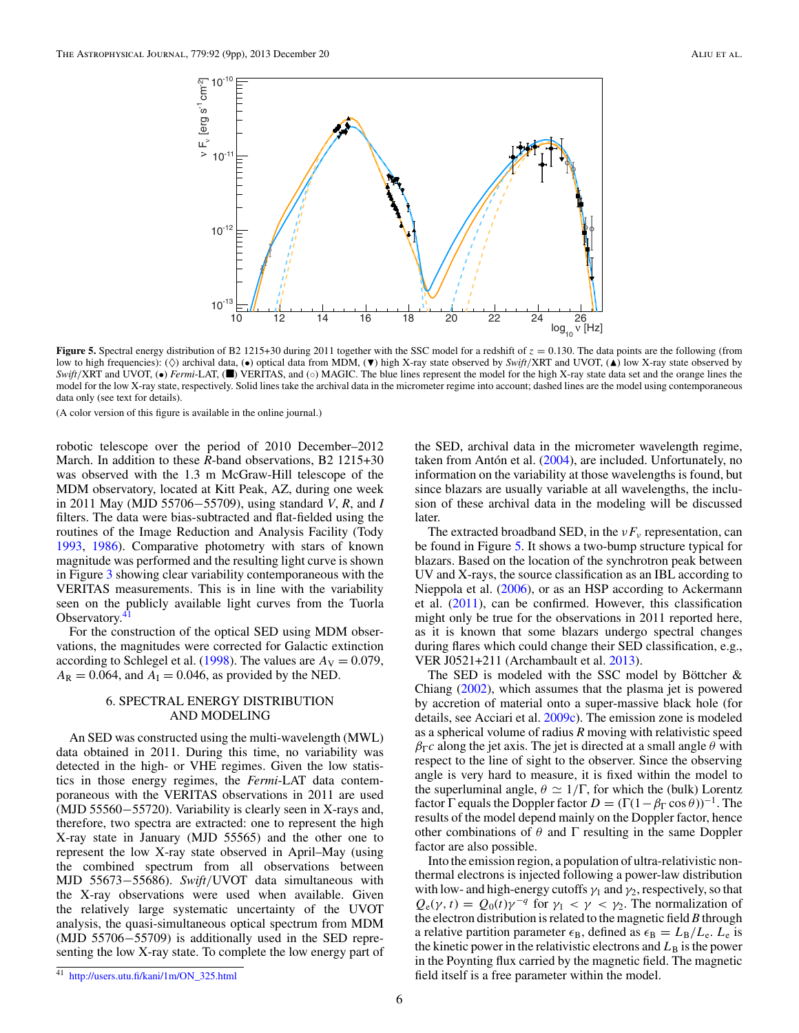**Figure 5.** Spectral energy distribution of B2 1215+30 during 2011 together with the SSC model for a redshift of $z = 0.130$. The data points are the following (from low to high frequencies): (◊) archival data, (•) optical data from MDM, (▼) high X-ray state observed by *Swift*/XRT and UVOT, (▲) low X-ray state observed by *Swift*/XRT and UVOT, (•) *Fermi*-LAT, (■) VERITAS, and (○) MAGIC. The blue lines represent the model for the high X-ray state data set and the orange lines the model for the low X-ray state, respectively. Solid lines take the archival data in the micrometer regime into account; dashed lines are the model using contemporaneous data only (see text for details).

(A color version of this figure is available in the online journal.)

robotic telescope over the period of 2010 December–2012 March. In addition to these *R*-band observations, B2 1215+30 was observed with the 1.3 m McGraw-Hill telescope of the MDM observatory, located at Kitt Peak, AZ, during one week in 2011 May (MJD 55706−55709), using standard *V*, *R*, and *I* filters. The data were bias-subtracted and flat-fielded using the routines of the Image Reduction and Analysis Facility (Tody 1993, 1986). Comparative photometry with stars of known magnitude was performed and the resulting light curve is shown in Figure 3 showing clear variability contemporaneous with the VERITAS measurements. This is in line with the variability seen on the publicly available light curves from the Tuorla Observatory.[41]

For the construction of the optical SED using MDM observations, the magnitudes were corrected for Galactic extinction according to Schlegel et al. (1998). The values are $A_V = 0.079$, $A_R = 0.064$, and $A_I = 0.046$, as provided by the NED.

## 6. SPECTRAL ENERGY DISTRIBUTION AND MODELING

An SED was constructed using the multi-wavelength (MWL) data obtained in 2011. During this time, no variability was detected in the high- or VHE regimes. Given the low statistics in those energy regimes, the *Fermi*-LAT data contemporaneous with the VERITAS observations in 2011 are used (MJD 55560−55720). Variability is clearly seen in X-rays and, therefore, two spectra are extracted: one to represent the high X-ray state in January (MJD 55565) and the other one to represent the low X-ray state observed in April–May (using the combined spectrum from all observations between MJD 55673−55686). *Swift*/UVOT data simultaneous with the X-ray observations were used when available. Given the relatively large systematic uncertainty of the UVOT analysis, the quasi-simultaneous optical spectrum from MDM (MJD 55706−55709) is additionally used in the SED representing the low X-ray state. To complete the low energy part of the SED, archival data in the micrometer wavelength regime, taken from Antón et al. (2004), are included. Unfortunately, no information on the variability at those wavelengths is found, but since blazars are usually variable at all wavelengths, the inclusion of these archival data in the modeling will be discussed later.

The extracted broadband SED, in the $\nu F_\nu$ representation, can be found in Figure 5. It shows a two-bump structure typical for blazars. Based on the location of the synchrotron peak between UV and X-rays, the source classification as an IBL according to Nieppola et al. (2006), or as an HSP according to Ackermann et al. (2011), can be confirmed. However, this classification might only be true for the observations in 2011 reported here, as it is known that some blazars undergo spectral changes during flares which could change their SED classification, e.g., VER J0521+211 (Archambault et al. 2013).

The SED is modeled with the SSC model by Böttcher & Chiang (2002), which assumes that the plasma jet is powered by accretion of material onto a super-massive black hole (for details, see Acciari et al. 2009c). The emission zone is modeled as a spherical volume of radius *R* moving with relativistic speed $\beta_\Gamma c$ along the jet axis. The jet is directed at a small angle $\theta$ with respect to the line of sight to the observer. Since the observing angle is very hard to measure, it is fixed within the model to the superluminal angle, $\theta \simeq 1/\Gamma$, for which the (bulk) Lorentz factor $\Gamma$ equals the Doppler factor $D = (\Gamma(1-\beta_\Gamma \cos\theta))^{-1}$. The results of the model depend mainly on the Doppler factor, hence other combinations of $\theta$ and $\Gamma$ resulting in the same Doppler factor are also possible.

Into the emission region, a population of ultra-relativistic non-thermal electrons is injected following a power-law distribution with low- and high-energy cutoffs $\gamma_1$ and $\gamma_2$, respectively, so that $Q_e(\gamma, t) = Q_0(t)\gamma^{-q}$ for $\gamma_1 < \gamma < \gamma_2$. The normalization of the electron distribution is related to the magnetic field *B* through a relative partition parameter $\epsilon_B$, defined as $\epsilon_B = L_B/L_e$. $L_e$ is the kinetic power in the relativistic electrons and $L_B$ is the power in the Poynting flux carried by the magnetic field. The magnetic field itself is a free parameter within the model.

[41] http://users.utu.fi/kani/1m/ON_325.html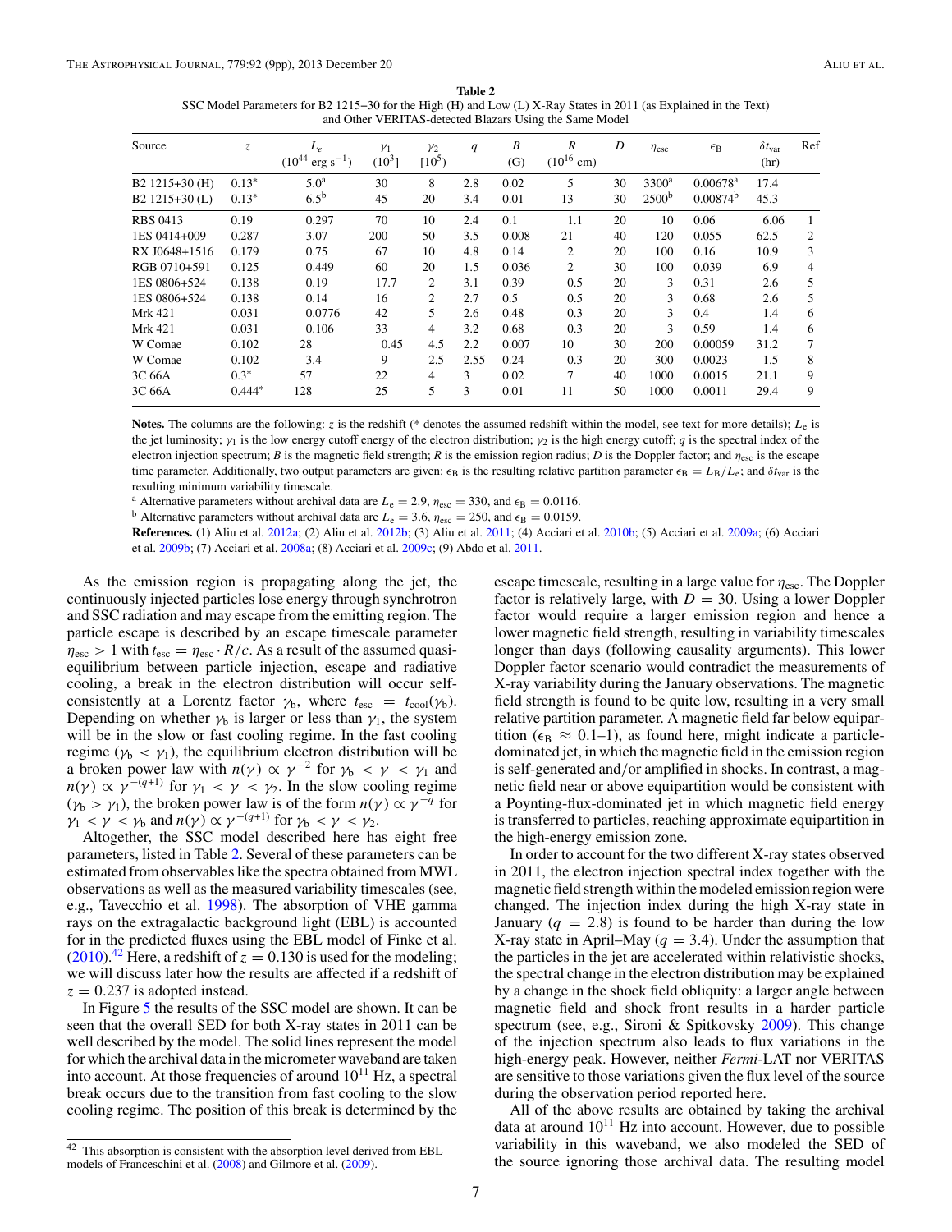**Table 2**
SSC Model Parameters for B2 1215+30 for the High (H) and Low (L) X-Ray States in 2011 (as Explained in the Text) and Other VERITAS-detected Blazars Using the Same Model

| Source | $z$ | $L_e$ ($10^{44}$ erg s$^{-1}$) | $\gamma_1$ ($10^3$] | $\gamma_2$ [$10^5$) | $q$ | $B$ (G) | $R$ ($10^{16}$ cm) | $D$ | $\eta_{\rm esc}$ | $\epsilon_{\rm B}$ | $\delta t_{\rm var}$ (hr) | Ref |
|---|---|---|---|---|---|---|---|---|---|---|---|---|
| B2 1215+30 (H) | 0.13* | 5.0[a] | 30 | 8 | 2.8 | 0.02 | 5 | 30 | 3300[a] | 0.00678[a] | 17.4 | |
| B2 1215+30 (L) | 0.13* | 6.5[b] | 45 | 20 | 3.4 | 0.01 | 13 | 30 | 2500[b] | 0.00874[b] | 45.3 | |
| RBS 0413 | 0.19 | 0.297 | 70 | 10 | 2.4 | 0.1 | 1.1 | 20 | 10 | 0.06 | 6.06 | 1 |
| 1ES 0414+009 | 0.287 | 3.07 | 200 | 50 | 3.5 | 0.008 | 21 | 40 | 120 | 0.055 | 62.5 | 2 |
| RX J0648+1516 | 0.179 | 0.75 | 67 | 10 | 4.8 | 0.14 | 2 | 20 | 100 | 0.16 | 10.9 | 3 |
| RGB 0710+591 | 0.125 | 0.449 | 60 | 20 | 1.5 | 0.036 | 2 | 30 | 100 | 0.039 | 6.9 | 4 |
| 1ES 0806+524 | 0.138 | 0.19 | 17.7 | 2 | 3.1 | 0.39 | 0.5 | 20 | 3 | 0.31 | 2.6 | 5 |
| 1ES 0806+524 | 0.138 | 0.14 | 16 | 2 | 2.7 | 0.5 | 0.5 | 20 | 3 | 0.68 | 2.6 | 5 |
| Mrk 421 | 0.031 | 0.0776 | 42 | 5 | 2.6 | 0.48 | 0.3 | 20 | 3 | 0.4 | 1.4 | 6 |
| Mrk 421 | 0.031 | 0.106 | 33 | 4 | 3.2 | 0.68 | 0.3 | 20 | 3 | 0.59 | 1.4 | 6 |
| W Comae | 0.102 | 28 | 0.45 | 4.5 | 2.2 | 0.007 | 10 | 30 | 200 | 0.00059 | 31.2 | 7 |
| W Comae | 0.102 | 3.4 | 9 | 2.5 | 2.55 | 0.24 | 0.3 | 20 | 300 | 0.0023 | 1.5 | 8 |
| 3C 66A | 0.3* | 57 | 22 | 4 | 3 | 0.02 | 7 | 40 | 1000 | 0.0015 | 21.1 | 9 |
| 3C 66A | 0.444* | 128 | 25 | 5 | 3 | 0.01 | 11 | 50 | 1000 | 0.0011 | 29.4 | 9 |

**Notes.** The columns are the following: $z$ is the redshift (* denotes the assumed redshift within the model, see text for more details); $L_e$ is the jet luminosity; $\gamma_1$ is the low energy cutoff energy of the electron distribution; $\gamma_2$ is the high energy cutoff; $q$ is the spectral index of the electron injection spectrum; $B$ is the magnetic field strength; $R$ is the emission region radius; $D$ is the Doppler factor; and $\eta_{\rm esc}$ is the escape time parameter. Additionally, two output parameters are given: $\epsilon_{\rm B}$ is the resulting relative partition parameter $\epsilon_{\rm B} = L_{\rm B}/L_e$; and $\delta t_{\rm var}$ is the resulting minimum variability timescale.

[a] Alternative parameters without archival data are $L_e = 2.9$, $\eta_{\rm esc} = 330$, and $\epsilon_{\rm B} = 0.0116$.

[b] Alternative parameters without archival data are $L_e = 3.6$, $\eta_{\rm esc} = 250$, and $\epsilon_{\rm B} = 0.0159$.

**References.** (1) Aliu et al. 2012a; (2) Aliu et al. 2012b; (3) Aliu et al. 2011; (4) Acciari et al. 2010b; (5) Acciari et al. 2009a; (6) Acciari et al. 2009b; (7) Acciari et al. 2008a; (8) Acciari et al. 2009c; (9) Abdo et al. 2011.

As the emission region is propagating along the jet, the continuously injected particles lose energy through synchrotron and SSC radiation and may escape from the emitting region. The particle escape is described by an escape timescale parameter $\eta_{\rm esc} > 1$ with $t_{\rm esc} = \eta_{\rm esc} \cdot R/c$. As a result of the assumed quasi-equilibrium between particle injection, escape and radiative cooling, a break in the electron distribution will occur self-consistently at a Lorentz factor $\gamma_{\rm b}$, where $t_{\rm esc} = t_{\rm cool}(\gamma_{\rm b})$. Depending on whether $\gamma_{\rm b}$ is larger or less than $\gamma_1$, the system will be in the slow or fast cooling regime. In the fast cooling regime ($\gamma_{\rm b} < \gamma_1$), the equilibrium electron distribution will be a broken power law with $n(\gamma) \propto \gamma^{-2}$ for $\gamma_{\rm b} < \gamma < \gamma_1$ and $n(\gamma) \propto \gamma^{-(q+1)}$ for $\gamma_1 < \gamma < \gamma_2$. In the slow cooling regime ($\gamma_{\rm b} > \gamma_1$), the broken power law is of the form $n(\gamma) \propto \gamma^{-q}$ for $\gamma_1 < \gamma < \gamma_{\rm b}$ and $n(\gamma) \propto \gamma^{-(q+1)}$ for $\gamma_{\rm b} < \gamma < \gamma_2$.

Altogether, the SSC model described here has eight free parameters, listed in Table 2. Several of these parameters can be estimated from observables like the spectra obtained from MWL observations as well as the measured variability timescales (see, e.g., Tavecchio et al. 1998). The absorption of VHE gamma rays on the extragalactic background light (EBL) is accounted for in the predicted fluxes using the EBL model of Finke et al. (2010).[42] Here, a redshift of $z = 0.130$ is used for the modeling; we will discuss later how the results are affected if a redshift of $z = 0.237$ is adopted instead.

In Figure 5 the results of the SSC model are shown. It can be seen that the overall SED for both X-ray states in 2011 can be well described by the model. The solid lines represent the model for which the archival data in the micrometer waveband are taken into account. At those frequencies of around $10^{11}$ Hz, a spectral break occurs due to the transition from fast cooling to the slow cooling regime. The position of this break is determined by the escape timescale, resulting in a large value for $\eta_{\rm esc}$. The Doppler factor is relatively large, with $D = 30$. Using a lower Doppler factor would require a larger emission region and hence a lower magnetic field strength, resulting in variability timescales longer than days (following causality arguments). This lower Doppler factor scenario would contradict the measurements of X-ray variability during the January observations. The magnetic field strength is found to be quite low, resulting in a very small relative partition parameter. A magnetic field far below equipartition ($\epsilon_{\rm B} \approx 0.1$–1), as found here, might indicate a particle-dominated jet, in which the magnetic field in the emission region is self-generated and/or amplified in shocks. In contrast, a magnetic field near or above equipartition would be consistent with a Poynting-flux-dominated jet in which magnetic field energy is transferred to particles, reaching approximate equipartition in the high-energy emission zone.

In order to account for the two different X-ray states observed in 2011, the electron injection spectral index together with the magnetic field strength within the modeled emission region were changed. The injection index during the high X-ray state in January ($q = 2.8$) is found to be harder than during the low X-ray state in April–May ($q = 3.4$). Under the assumption that the particles in the jet are accelerated within relativistic shocks, the spectral change in the electron distribution may be explained by a change in the shock field obliquity: a larger angle between magnetic field and shock front results in a harder particle spectrum (see, e.g., Sironi & Spitkovsky 2009). This change of the injection spectrum also leads to flux variations in the high-energy peak. However, neither *Fermi*-LAT nor VERITAS are sensitive to those variations given the flux level of the source during the observation period reported here.

All of the above results are obtained by taking the archival data at around $10^{11}$ Hz into account. However, due to possible variability in this waveband, we also modeled the SED of the source ignoring those archival data. The resulting model

[42] This absorption is consistent with the absorption level derived from EBL models of Franceschini et al. (2008) and Gilmore et al. (2009).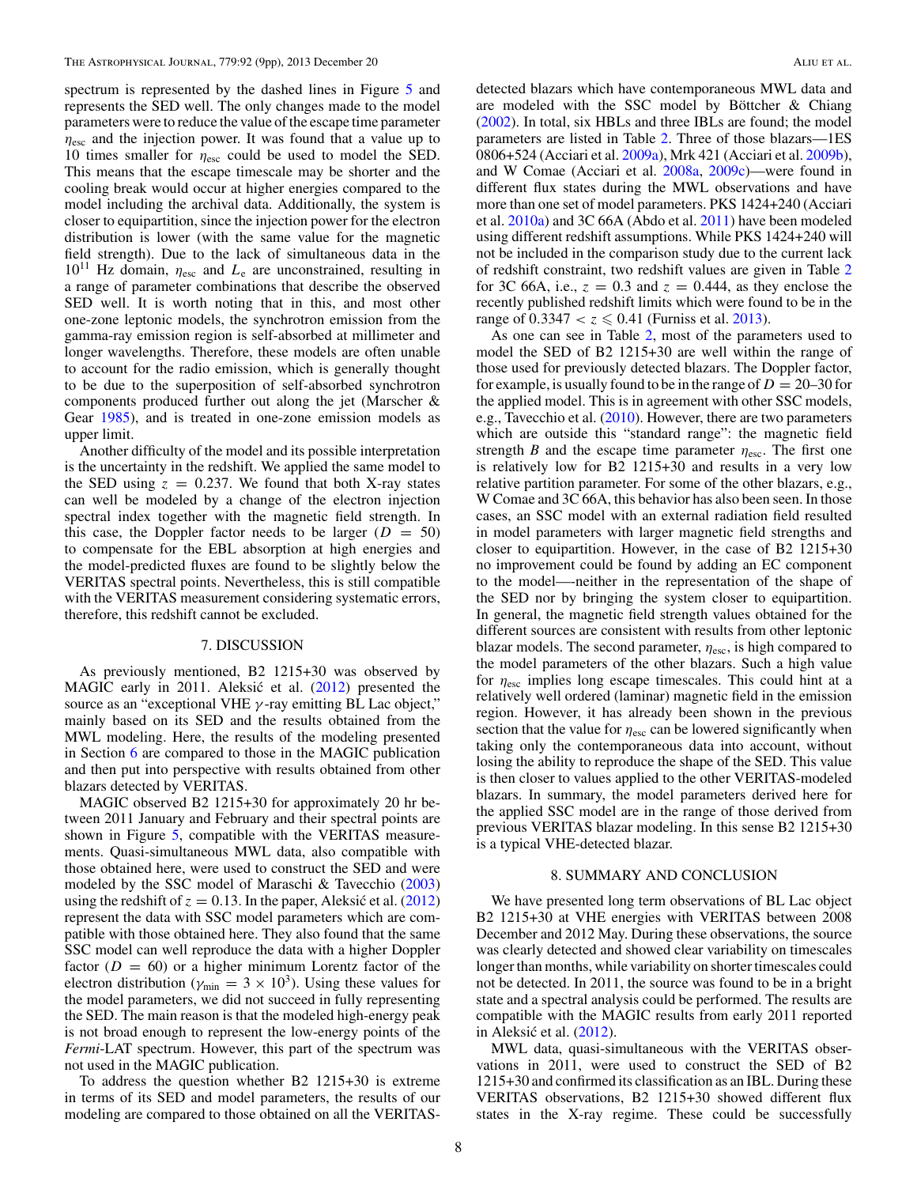spectrum is represented by the dashed lines in Figure 5 and represents the SED well. The only changes made to the model parameters were to reduce the value of the escape time parameter $\eta_{\rm esc}$ and the injection power. It was found that a value up to 10 times smaller for $\eta_{\rm esc}$ could be used to model the SED. This means that the escape timescale may be shorter and the cooling break would occur at higher energies compared to the model including the archival data. Additionally, the system is closer to equipartition, since the injection power for the electron distribution is lower (with the same value for the magnetic field strength). Due to the lack of simultaneous data in the $10^{11}$ Hz domain, $\eta_{\rm esc}$ and $L_{\rm e}$ are unconstrained, resulting in a range of parameter combinations that describe the observed SED well. It is worth noting that in this, and most other one-zone leptonic models, the synchrotron emission from the gamma-ray emission region is self-absorbed at millimeter and longer wavelengths. Therefore, these models are often unable to account for the radio emission, which is generally thought to be due to the superposition of self-absorbed synchrotron components produced further out along the jet (Marscher & Gear 1985), and is treated in one-zone emission models as upper limit.

Another difficulty of the model and its possible interpretation is the uncertainty in the redshift. We applied the same model to the SED using $z = 0.237$. We found that both X-ray states can well be modeled by a change of the electron injection spectral index together with the magnetic field strength. In this case, the Doppler factor needs to be larger ($D = 50$) to compensate for the EBL absorption at high energies and the model-predicted fluxes are found to be slightly below the VERITAS spectral points. Nevertheless, this is still compatible with the VERITAS measurement considering systematic errors, therefore, this redshift cannot be excluded.

## 7. DISCUSSION

As previously mentioned, B2 1215+30 was observed by MAGIC early in 2011. Aleksić et al. (2012) presented the source as an "exceptional VHE $\gamma$-ray emitting BL Lac object," mainly based on its SED and the results obtained from the MWL modeling. Here, the results of the modeling presented in Section 6 are compared to those in the MAGIC publication and then put into perspective with results obtained from other blazars detected by VERITAS.

MAGIC observed B2 1215+30 for approximately 20 hr between 2011 January and February and their spectral points are shown in Figure 5, compatible with the VERITAS measurements. Quasi-simultaneous MWL data, also compatible with those obtained here, were used to construct the SED and were modeled by the SSC model of Maraschi & Tavecchio (2003) using the redshift of $z = 0.13$. In the paper, Aleksić et al. (2012) represent the data with SSC model parameters which are compatible with those obtained here. They also found that the same SSC model can well reproduce the data with a higher Doppler factor ($D = 60$) or a higher minimum Lorentz factor of the electron distribution ($\gamma_{\rm min} = 3 \times 10^3$). Using these values for the model parameters, we did not succeed in fully representing the SED. The main reason is that the modeled high-energy peak is not broad enough to represent the low-energy points of the *Fermi*-LAT spectrum. However, this part of the spectrum was not used in the MAGIC publication.

To address the question whether B2 1215+30 is extreme in terms of its SED and model parameters, the results of our modeling are compared to those obtained on all the VERITAS-detected blazars which have contemporaneous MWL data and are modeled with the SSC model by Böttcher & Chiang (2002). In total, six HBLs and three IBLs are found; the model parameters are listed in Table 2. Three of those blazars—1ES 0806+524 (Acciari et al. 2009a), Mrk 421 (Acciari et al. 2009b), and W Comae (Acciari et al. 2008a, 2009c)—were found in different flux states during the MWL observations and have more than one set of model parameters. PKS 1424+240 (Acciari et al. 2010a) and 3C 66A (Abdo et al. 2011) have been modeled using different redshift assumptions. While PKS 1424+240 will not be included in the comparison study due to the current lack of redshift constraint, two redshift values are given in Table 2 for 3C 66A, i.e., $z = 0.3$ and $z = 0.444$, as they enclose the recently published redshift limits which were found to be in the range of $0.3347 < z \leqslant 0.41$ (Furniss et al. 2013).

As one can see in Table 2, most of the parameters used to model the SED of B2 1215+30 are well within the range of those used for previously detected blazars. The Doppler factor, for example, is usually found to be in the range of $D = 20$–$30$ for the applied model. This is in agreement with other SSC models, e.g., Tavecchio et al. (2010). However, there are two parameters which are outside this "standard range": the magnetic field strength $B$ and the escape time parameter $\eta_{\rm esc}$. The first one is relatively low for B2 1215+30 and results in a very low relative partition parameter. For some of the other blazars, e.g., W Comae and 3C 66A, this behavior has also been seen. In those cases, an SSC model with an external radiation field resulted in model parameters with larger magnetic field strengths and closer to equipartition. However, in the case of B2 1215+30 no improvement could be found by adding an EC component to the model—-neither in the representation of the shape of the SED nor by bringing the system closer to equipartition. In general, the magnetic field strength values obtained for the different sources are consistent with results from other leptonic blazar models. The second parameter, $\eta_{\rm esc}$, is high compared to the model parameters of the other blazars. Such a high value for $\eta_{\rm esc}$ implies long escape timescales. This could hint at a relatively well ordered (laminar) magnetic field in the emission region. However, it has already been shown in the previous section that the value for $\eta_{\rm esc}$ can be lowered significantly when taking only the contemporaneous data into account, without losing the ability to reproduce the shape of the SED. This value is then closer to values applied to the other VERITAS-modeled blazars. In summary, the model parameters derived here for the applied SSC model are in the range of those derived from previous VERITAS blazar modeling. In this sense B2 1215+30 is a typical VHE-detected blazar.

## 8. SUMMARY AND CONCLUSION

We have presented long term observations of BL Lac object B2 1215+30 at VHE energies with VERITAS between 2008 December and 2012 May. During these observations, the source was clearly detected and showed clear variability on timescales longer than months, while variability on shorter timescales could not be detected. In 2011, the source was found to be in a bright state and a spectral analysis could be performed. The results are compatible with the MAGIC results from early 2011 reported in Aleksić et al. (2012).

MWL data, quasi-simultaneous with the VERITAS observations in 2011, were used to construct the SED of B2 1215+30 and confirmed its classification as an IBL. During these VERITAS observations, B2 1215+30 showed different flux states in the X-ray regime. These could be successfully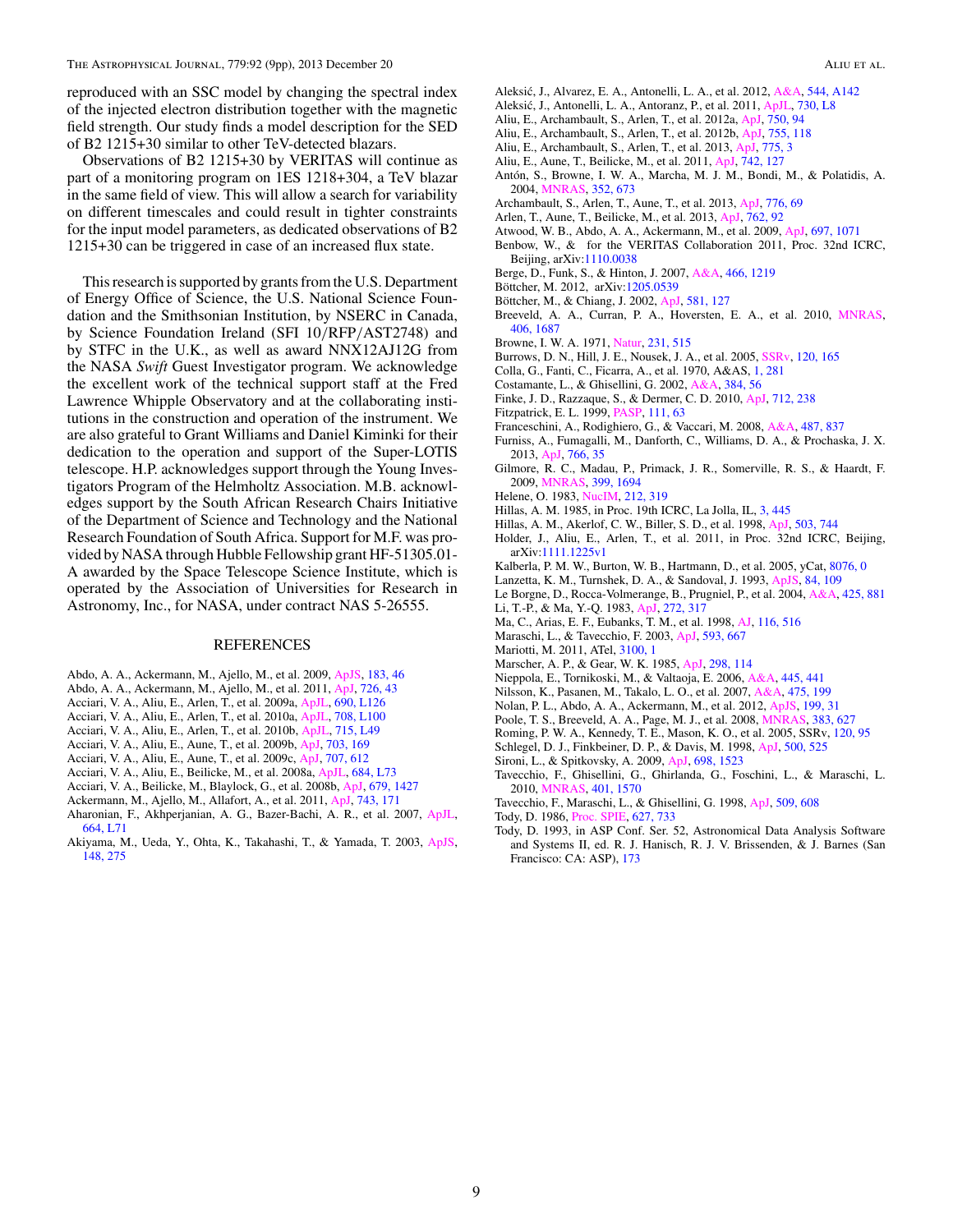reproduced with an SSC model by changing the spectral index of the injected electron distribution together with the magnetic field strength. Our study finds a model description for the SED of B2 1215+30 similar to other TeV-detected blazars.

Observations of B2 1215+30 by VERITAS will continue as part of a monitoring program on 1ES 1218+304, a TeV blazar in the same field of view. This will allow a search for variability on different timescales and could result in tighter constraints for the input model parameters, as dedicated observations of B2 1215+30 can be triggered in case of an increased flux state.

This research is supported by grants from the U.S. Department of Energy Office of Science, the U.S. National Science Foundation and the Smithsonian Institution, by NSERC in Canada, by Science Foundation Ireland (SFI 10/RFP/AST2748) and by STFC in the U.K., as well as award NNX12AJ12G from the NASA *Swift* Guest Investigator program. We acknowledge the excellent work of the technical support staff at the Fred Lawrence Whipple Observatory and at the collaborating institutions in the construction and operation of the instrument. We are also grateful to Grant Williams and Daniel Kiminki for their dedication to the operation and support of the Super-LOTIS telescope. H.P. acknowledges support through the Young Investigators Program of the Helmholtz Association. M.B. acknowledges support by the South African Research Chairs Initiative of the Department of Science and Technology and the National Research Foundation of South Africa. Support for M.F. was provided by NASA through Hubble Fellowship grant HF-51305.01-A awarded by the Space Telescope Science Institute, which is operated by the Association of Universities for Research in Astronomy, Inc., for NASA, under contract NAS 5-26555.

## REFERENCES

Abdo, A. A., Ackermann, M., Ajello, M., et al. 2009, ApJS, 183, 46
Abdo, A. A., Ackermann, M., Ajello, M., et al. 2011, ApJ, 726, 43
Acciari, V. A., Aliu, E., Arlen, T., et al. 2009a, ApJL, 690, L126
Acciari, V. A., Aliu, E., Arlen, T., et al. 2010a, ApJL, 708, L100
Acciari, V. A., Aliu, E., Arlen, T., et al. 2010b, ApJL, 715, L49
Acciari, V. A., Aliu, E., Aune, T., et al. 2009b, ApJ, 703, 169
Acciari, V. A., Aliu, E., Aune, T., et al. 2009c, ApJ, 707, 612
Acciari, V. A., Aliu, E., Beilicke, M., et al. 2008a, ApJL, 684, L73
Acciari, V. A., Beilicke, M., Blaylock, G., et al. 2008b, ApJ, 679, 1427
Ackermann, M., Ajello, M., Allafort, A., et al. 2011, ApJ, 743, 171
Aharonian, F., Akhperjanian, A. G., Bazer-Bachi, A. R., et al. 2007, ApJL, 664, L71
Akiyama, M., Ueda, Y., Ohta, K., Takahashi, T., & Yamada, T. 2003, ApJS, 148, 275
Aleksić, J., Alvarez, E. A., Antonelli, L. A., et al. 2012, A&A, 544, A142
Aleksić, J., Antonelli, L. A., Antoranz, P., et al. 2011, ApJL, 730, L8
Aliu, E., Archambault, S., Arlen, T., et al. 2012a, ApJ, 750, 94
Aliu, E., Archambault, S., Arlen, T., et al. 2012b, ApJ, 755, 118
Aliu, E., Archambault, S., Arlen, T., et al. 2013, ApJ, 775, 3
Aliu, E., Aune, T., Beilicke, M., et al. 2011, ApJ, 742, 127
Antón, S., Browne, I. W. A., Marcha, M. J. M., Bondi, M., & Polatidis, A. 2004, MNRAS, 352, 673
Archambault, S., Arlen, T., Aune, T., et al. 2013, ApJ, 776, 69
Arlen, T., Aune, T., Beilicke, M., et al. 2013, ApJ, 762, 92
Atwood, W. B., Abdo, A. A., Ackermann, M., et al. 2009, ApJ, 697, 1071
Benbow, W., & for the VERITAS Collaboration 2011, Proc. 32nd ICRC, Beijing, arXiv:1110.0038
Berge, D., Funk, S., & Hinton, J. 2007, A&A, 466, 1219
Böttcher, M. 2012, arXiv:1205.0539
Böttcher, M., & Chiang, J. 2002, ApJ, 581, 127
Breeveld, A. A., Curran, P. A., Hoversten, E. A., et al. 2010, MNRAS, 406, 1687
Browne, I. W. A. 1971, Natur, 231, 515
Burrows, D. N., Hill, J. E., Nousek, J. A., et al. 2005, SSRv, 120, 165
Colla, G., Fanti, C., Ficarra, A., et al. 1970, A&AS, 1, 281
Costamante, L., & Ghisellini, G. 2002, A&A, 384, 56
Finke, J. D., Razzaque, S., & Dermer, C. D. 2010, ApJ, 712, 238
Fitzpatrick, E. L. 1999, PASP, 111, 63
Franceschini, A., Rodighiero, G., & Vaccari, M. 2008, A&A, 487, 837
Furniss, A., Fumagalli, M., Danforth, C., Williams, D. A., & Prochaska, J. X. 2013, ApJ, 766, 35
Gilmore, R. C., Madau, P., Primack, J. R., Somerville, R. S., & Haardt, F. 2009, MNRAS, 399, 1694
Helene, O. 1983, NucIM, 212, 319
Hillas, A. M. 1985, in Proc. 19th ICRC, La Jolla, IL, 3, 445
Hillas, A. M., Akerlof, C. W., Biller, S. D., et al. 1998, ApJ, 503, 744
Holder, J., Aliu, E., Arlen, T., et al. 2011, in Proc. 32nd ICRC, Beijing, arXiv:1111.1225v1
Kalberla, P. M. W., Burton, W. B., Hartmann, D., et al. 2005, yCat, 8076, 0
Lanzetta, K. M., Turnshek, D. A., & Sandoval, J. 1993, ApJS, 84, 109
Le Borgne, D., Rocca-Volmerange, B., Prugniel, P., et al. 2004, A&A, 425, 881
Li, T.-P., & Ma, Y.-Q. 1983, ApJ, 272, 317
Ma, C., Arias, E. F., Eubanks, T. M., et al. 1998, AJ, 116, 516
Maraschi, L., & Tavecchio, F. 2003, ApJ, 593, 667
Mariotti, M. 2011, ATel, 3100, 1
Marscher, A. P., & Gear, W. K. 1985, ApJ, 298, 114
Nieppola, E., Tornikoski, M., & Valtaoja, E. 2006, A&A, 445, 441
Nilsson, K., Pasanen, M., Takalo, L. O., et al. 2007, A&A, 475, 199
Nolan, P. L., Abdo, A. A., Ackermann, M., et al. 2012, ApJS, 199, 31
Poole, T. S., Breeveld, A. A., Page, M. J., et al. 2008, MNRAS, 383, 627
Roming, P. W. A., Kennedy, T. E., Mason, K. O., et al. 2005, SSRv, 120, 95
Schlegel, D. J., Finkbeiner, D. P., & Davis, M. 1998, ApJ, 500, 525
Sironi, L., & Spitkovsky, A. 2009, ApJ, 698, 1523
Tavecchio, F., Ghisellini, G., Ghirlanda, G., Foschini, L., & Maraschi, L. 2010, MNRAS, 401, 1570
Tavecchio, F., Maraschi, L., & Ghisellini, G. 1998, ApJ, 509, 608
Tody, D. 1986, Proc. SPIE, 627, 733
Tody, D. 1993, in ASP Conf. Ser. 52, Astronomical Data Analysis Software and Systems II, ed. R. J. Hanisch, R. J. V. Brissenden, & J. Barnes (San Francisco: CA: ASP), 173